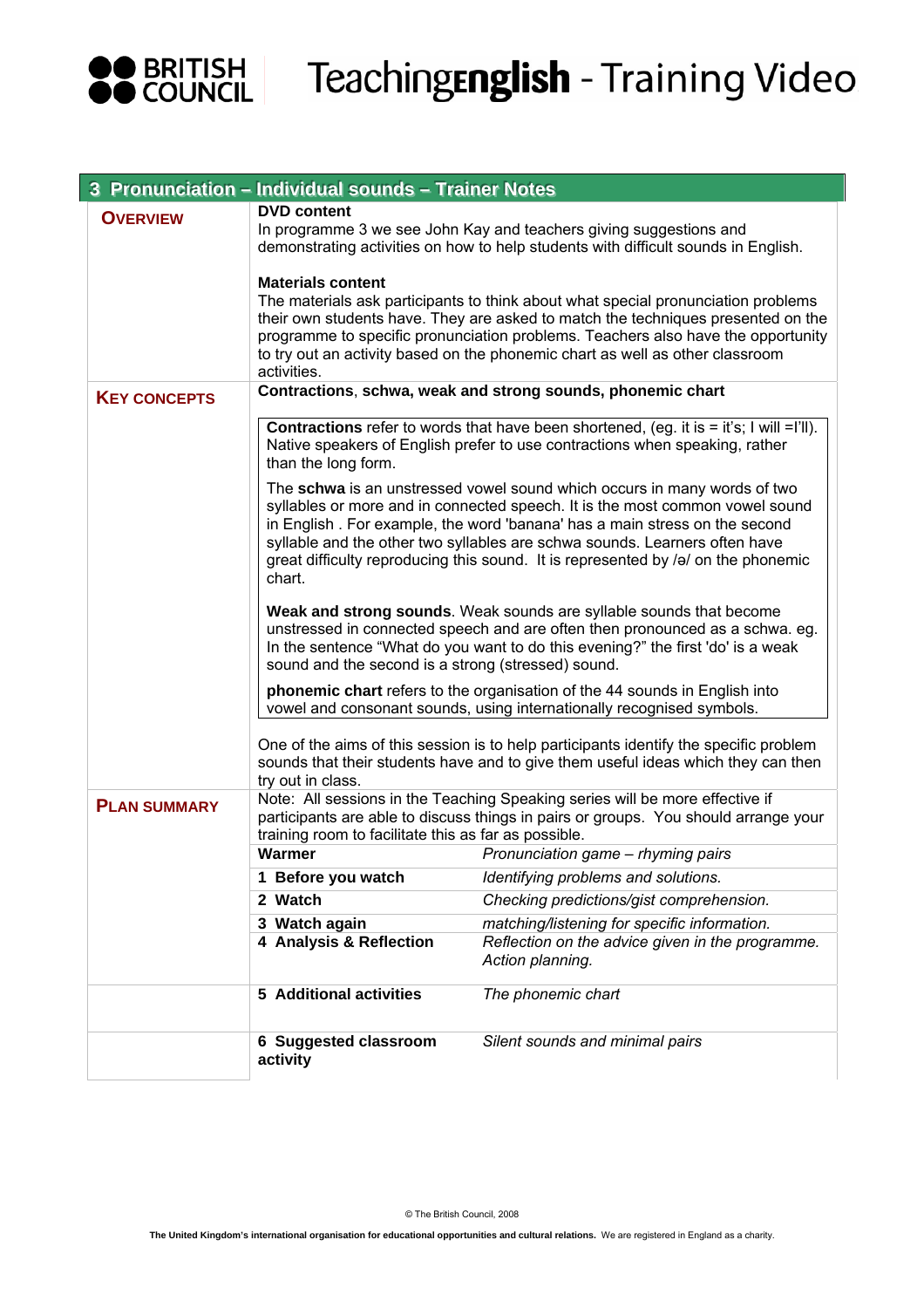# TeachingEnglish - Training Video

## 3 Pronunciation – Individual sounds – Trainer Notes

### OVERVIEW

**DVD content**

In programme 3 we see John Kay and teachers giving suggestions and demonstrating activities on how to help students with difficult sounds in English.

**Materials content**

The materials ask participants to think about what special pronunciation problems their own students have. They are asked to match the techniques presented on the programme to specific pronunciation problems. Teachers also have the opportunity to try out an activity based on the phonemic chart as well as other classroom activities.

### KEY CONCEPTS

**Contractions**, **schwa, weak and strong sounds, phonemic chart**

**Contractions** refer to words that have been shortened, (eg. it is = it's; I will =I'll). Native speakers of English prefer to use contractions when speaking, rather than the long form.

The **schwa** is an unstressed vowel sound which occurs in many words of two syllables or more and in connected speech. It is the most common vowel sound in English . For example, the word 'banana' has a main stress on the second syllable and the other two syllables are schwa sounds. Learners often have great difficulty reproducing this sound. It is represented by /ə/ on the phonemic chart.

**Weak and strong sounds**. Weak sounds are syllable sounds that become unstressed in connected speech and are often then pronounced as a schwa. eg. In the sentence "What do you want to do this evening?" the first 'do' is a weak sound and the second is a strong (stressed) sound.

**phonemic chart** refers to the organisation of the 44 sounds in English into vowel and consonant sounds, using internationally recognised symbols.

One of the aims of this session is to help participants identify the specific problem sounds that their students have and to give them useful ideas which they can then try out in class.

### PLAN SUMMARY

Note: All sessions in the Teaching Speaking series will be more effective if participants are able to discuss things in pairs or groups. You should arrange your training room to facilitate this as far as possible.

| | |
|---|---|
| **Warmer** | *Pronunciation game – rhyming pairs* |
| **1 Before you watch** | *Identifying problems and solutions.* |
| **2 Watch** | *Checking predictions/gist comprehension.* |
| **3 Watch again** | *matching/listening for specific information.* |
| **4 Analysis & Reflection** | *Reflection on the advice given in the programme. Action planning.* |
| **5 Additional activities** | *The phonemic chart* |
| **6 Suggested classroom activity** | *Silent sounds and minimal pairs* |

© The British Council, 2008

**The United Kingdom's international organisation for educational opportunities and cultural relations.** We are registered in England as a charity.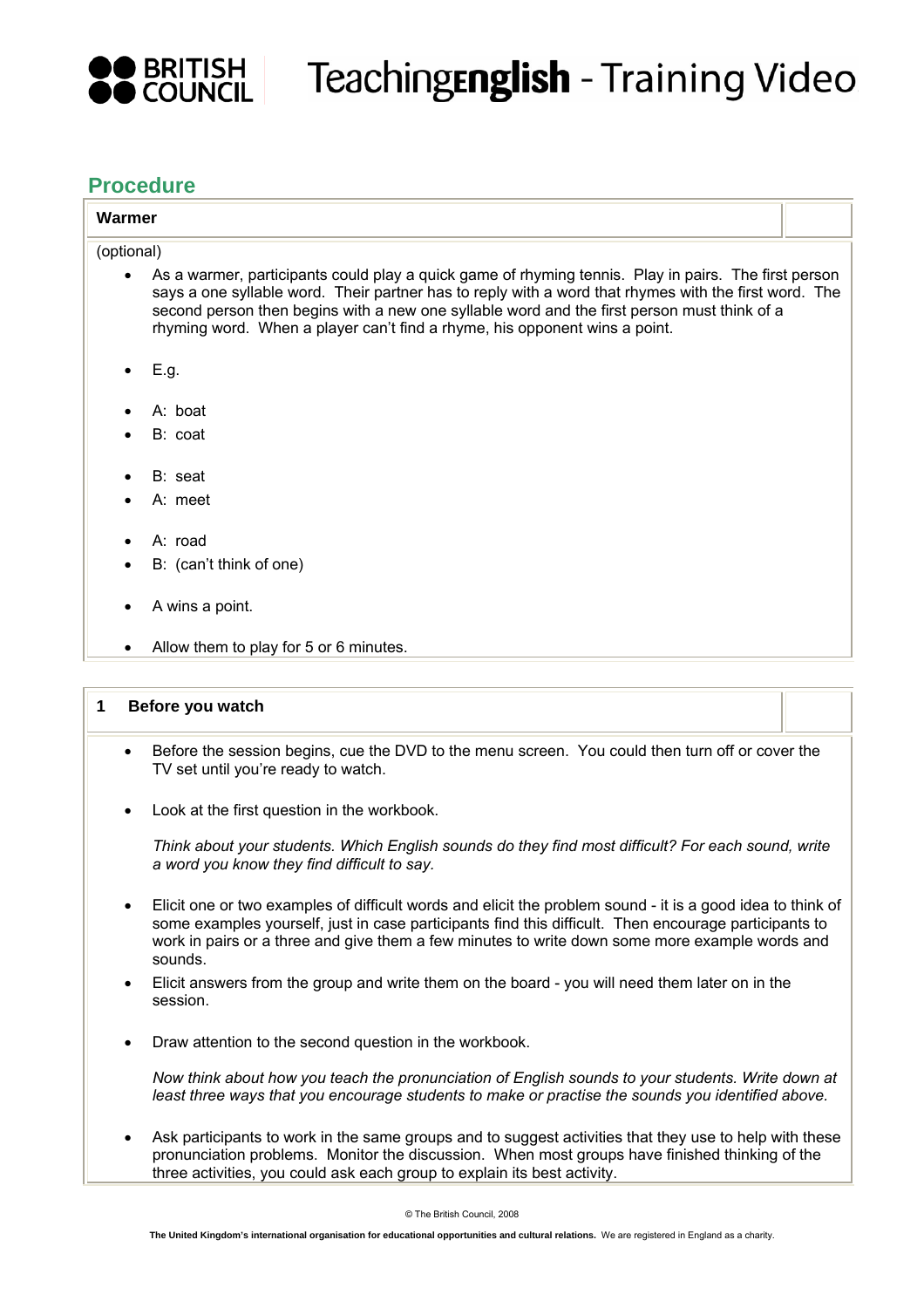## Procedure

### Warmer

(optional)

- As a warmer, participants could play a quick game of rhyming tennis. Play in pairs. The first person says a one syllable word. Their partner has to reply with a word that rhymes with the first word. The second person then begins with a new one syllable word and the first person must think of a rhyming word. When a player can't find a rhyme, his opponent wins a point.

- E.g.

- A: boat
- B: coat

- B: seat
- A: meet

- A: road
- B: (can't think of one)

- A wins a point.

- Allow them to play for 5 or 6 minutes.

### 1 Before you watch

- Before the session begins, cue the DVD to the menu screen. You could then turn off or cover the TV set until you're ready to watch.

- Look at the first question in the workbook.

  *Think about your students. Which English sounds do they find most difficult? For each sound, write a word you know they find difficult to say.*

- Elicit one or two examples of difficult words and elicit the problem sound - it is a good idea to think of some examples yourself, just in case participants find this difficult. Then encourage participants to work in pairs or a three and give them a few minutes to write down some more example words and sounds.
- Elicit answers from the group and write them on the board - you will need them later on in the session.

- Draw attention to the second question in the workbook.

  *Now think about how you teach the pronunciation of English sounds to your students. Write down at least three ways that you encourage students to make or practise the sounds you identified above.*

- Ask participants to work in the same groups and to suggest activities that they use to help with these pronunciation problems. Monitor the discussion. When most groups have finished thinking of the three activities, you could ask each group to explain its best activity.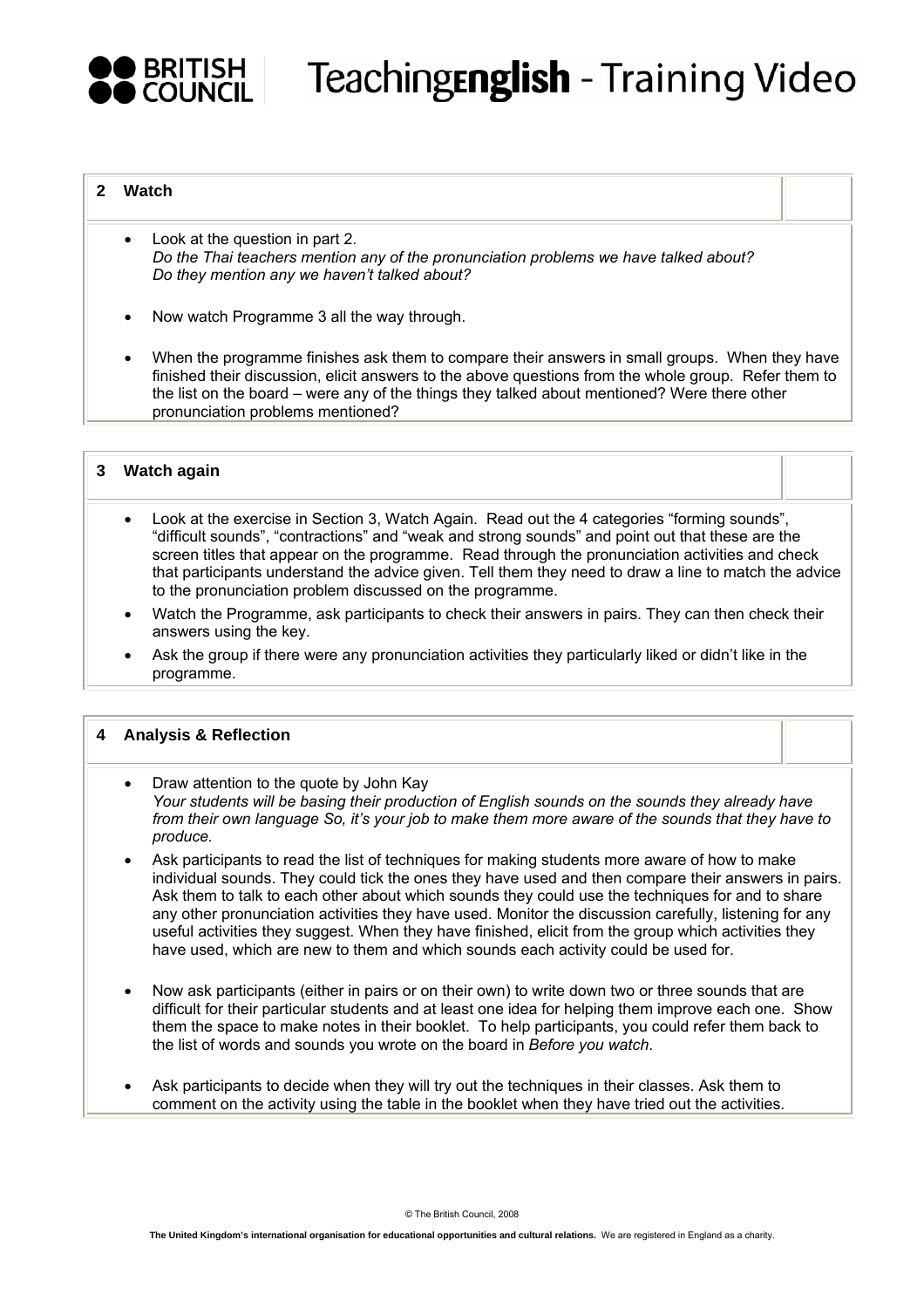## 2 Watch

- Look at the question in part 2.
  *Do the Thai teachers mention any of the pronunciation problems we have talked about? Do they mention any we haven't talked about?*

- Now watch Programme 3 all the way through.

- When the programme finishes ask them to compare their answers in small groups. When they have finished their discussion, elicit answers to the above questions from the whole group. Refer them to the list on the board – were any of the things they talked about mentioned? Were there other pronunciation problems mentioned?

## 3 Watch again

- Look at the exercise in Section 3, Watch Again. Read out the 4 categories "forming sounds", "difficult sounds", "contractions" and "weak and strong sounds" and point out that these are the screen titles that appear on the programme. Read through the pronunciation activities and check that participants understand the advice given. Tell them they need to draw a line to match the advice to the pronunciation problem discussed on the programme.
- Watch the Programme, ask participants to check their answers in pairs. They can then check their answers using the key.
- Ask the group if there were any pronunciation activities they particularly liked or didn't like in the programme.

## 4 Analysis & Reflection

- Draw attention to the quote by John Kay
  *Your students will be basing their production of English sounds on the sounds they already have from their own language So, it's your job to make them more aware of the sounds that they have to produce.*
- Ask participants to read the list of techniques for making students more aware of how to make individual sounds. They could tick the ones they have used and then compare their answers in pairs. Ask them to talk to each other about which sounds they could use the techniques for and to share any other pronunciation activities they have used. Monitor the discussion carefully, listening for any useful activities they suggest. When they have finished, elicit from the group which activities they have used, which are new to them and which sounds each activity could be used for.

- Now ask participants (either in pairs or on their own) to write down two or three sounds that are difficult for their particular students and at least one idea for helping them improve each one. Show them the space to make notes in their booklet. To help participants, you could refer them back to the list of words and sounds you wrote on the board in *Before you watch*.

- Ask participants to decide when they will try out the techniques in their classes. Ask them to comment on the activity using the table in the booklet when they have tried out the activities.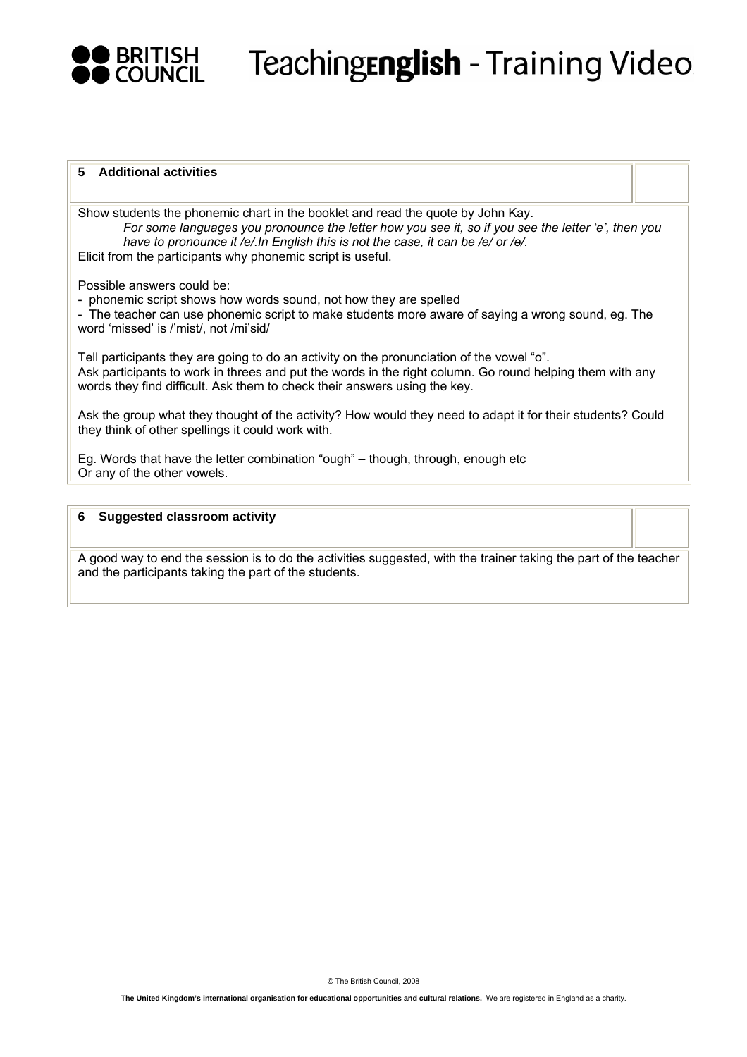## 5 Additional activities

Show students the phonemic chart in the booklet and read the quote by John Kay.

*For some languages you pronounce the letter how you see it, so if you see the letter 'e', then you have to pronounce it /e/.In English this is not the case, it can be /e/ or /ə/.*

Elicit from the participants why phonemic script is useful.

Possible answers could be:

- phonemic script shows how words sound, not how they are spelled
- The teacher can use phonemic script to make students more aware of saying a wrong sound, eg. The word 'missed' is /'mist/, not /mi'sid/

Tell participants they are going to do an activity on the pronunciation of the vowel "o".
Ask participants to work in threes and put the words in the right column. Go round helping them with any words they find difficult. Ask them to check their answers using the key.

Ask the group what they thought of the activity? How would they need to adapt it for their students? Could they think of other spellings it could work with.

Eg. Words that have the letter combination "ough" – though, through, enough etc
Or any of the other vowels.

## 6 Suggested classroom activity

A good way to end the session is to do the activities suggested, with the trainer taking the part of the teacher and the participants taking the part of the students.